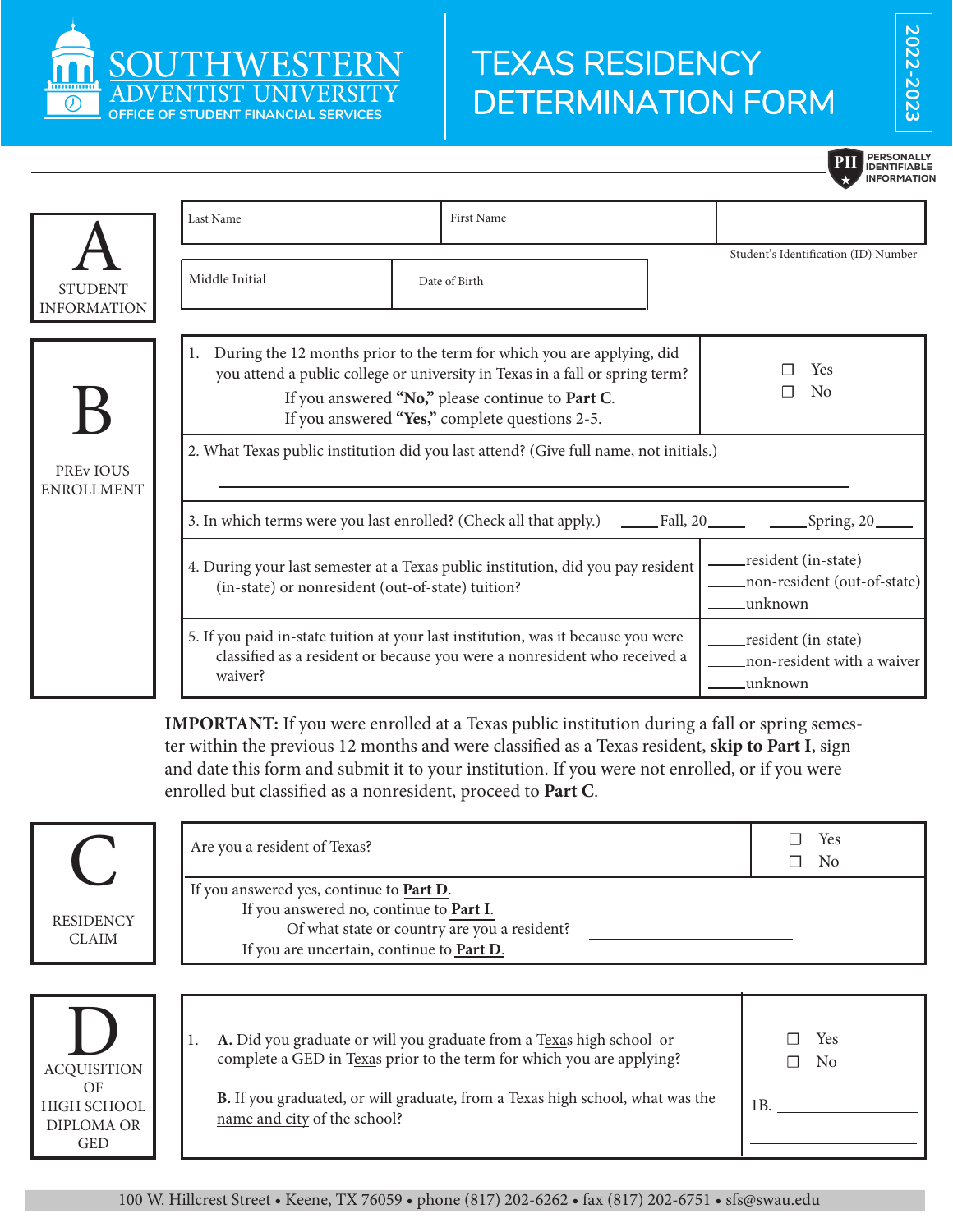# SOUTHWESTERN ADVENTIST UNIVERSITY

OFFICE OF STUDENT FINANCIAL SERVICES

# TEXAS RESIDENCY DETERMINATION FORM

2022-2023

PII PERSONALLY IDENTIFIABLE INFORMATION

## A STUDENT INFORMATION

| Last Name | First Name | |
|---|---|---|
| | | Student's Identification (ID) Number |

| Middle Initial | Date of Birth |
|---|---|
| | |

## B PREVIOUS ENROLLMENT

| | |
|---|---|
| 1. During the 12 months prior to the term for which you are applying, did you attend a public college or university in Texas in a fall or spring term? If you answered **"No,"** please continue to **Part C**. If you answered **"Yes,"** complete questions 2-5. | ☐ Yes ☐ No |
| 2. What Texas public institution did you last attend? (Give full name, not initials.) ____________________ | |
| 3. In which terms were you last enrolled? (Check all that apply.) | ____Fall, 20____ ____Spring, 20____ |
| 4. During your last semester at a Texas public institution, did you pay resident (in-state) or nonresident (out-of-state) tuition? | ____resident (in-state) ____non-resident (out-of-state) ____unknown |
| 5. If you paid in-state tuition at your last institution, was it because you were classified as a resident or because you were a nonresident who received a waiver? | ____resident (in-state) ____non-resident with a waiver ____unknown |

**IMPORTANT:** If you were enrolled at a Texas public institution during a fall or spring semester within the previous 12 months and were classified as a Texas resident, **skip to Part I**, sign and date this form and submit it to your institution. If you were not enrolled, or if you were enrolled but classified as a nonresident, proceed to **Part C**.

## C RESIDENCY CLAIM

| | |
|---|---|
| Are you a resident of Texas? | ☐ Yes ☐ No |
| If you answered yes, continue to **Part D**. If you answered no, continue to **Part I**. Of what state or country are you a resident? ____________________ If you are uncertain, continue to **Part D**. | |

## D ACQUISITION OF HIGH SCHOOL DIPLOMA OR GED

| | |
|---|---|
| 1. **A.** Did you graduate or will you graduate from a Texas high school or complete a GED in Texas prior to the term for which you are applying? | ☐ Yes ☐ No |
| **B.** If you graduated, or will graduate, from a Texas high school, what was the name and city of the school? | 1B. ____________________ |

100 W. Hillcrest Street • Keene, TX 76059 • phone (817) 202-6262 • fax (817) 202-6751 • sfs@swau.edu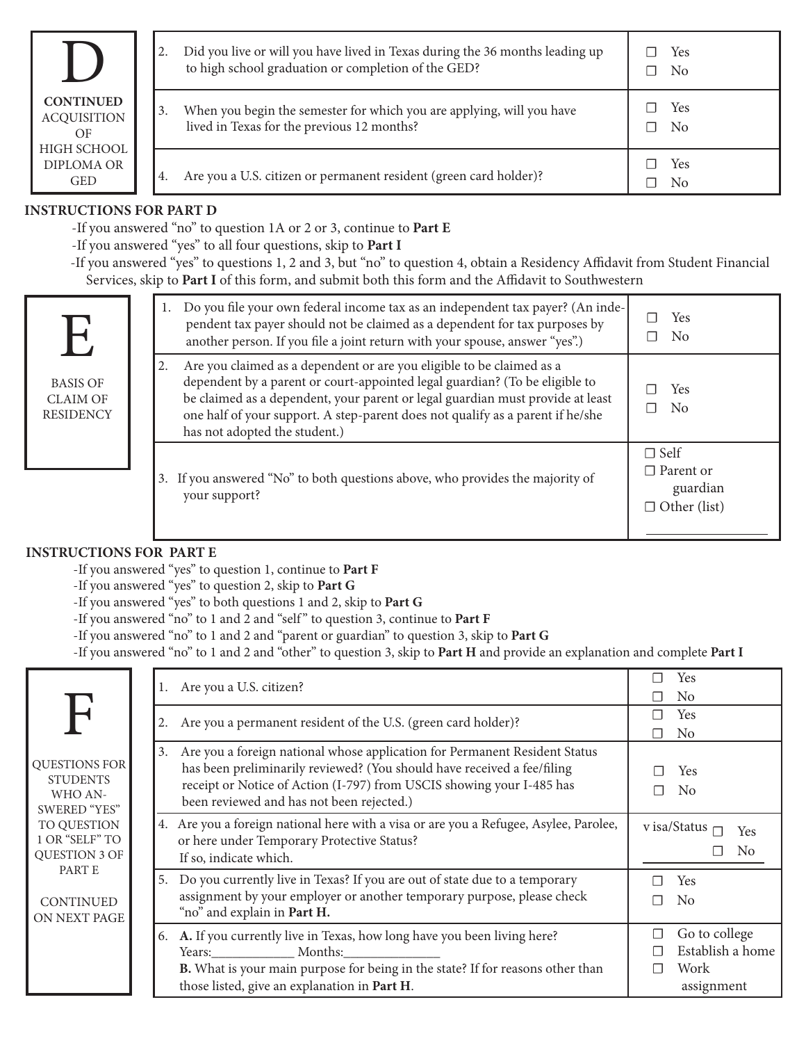## D — CONTINUED: ACQUISITION OF HIGH SCHOOL DIPLOMA OR GED

| Question | Answer |
|---|---|
| 2. Did you live or will you have lived in Texas during the 36 months leading up to high school graduation or completion of the GED? | ☐ Yes ☐ No |
| 3. When you begin the semester for which you are applying, will you have lived in Texas for the previous 12 months? | ☐ Yes ☐ No |
| 4. Are you a U.S. citizen or permanent resident (green card holder)? | ☐ Yes ☐ No |

**INSTRUCTIONS FOR PART D**

- If you answered "no" to question 1A or 2 or 3, continue to **Part E**
- If you answered "yes" to all four questions, skip to **Part I**
- If you answered "yes" to questions 1, 2 and 3, but "no" to question 4, obtain a Residency Affidavit from Student Financial Services, skip to **Part I** of this form, and submit both this form and the Affidavit to Southwestern

## E — BASIS OF CLAIM OF RESIDENCY

| Question | Answer |
|---|---|
| 1. Do you file your own federal income tax as an independent tax payer? (An independent tax payer should not be claimed as a dependent for tax purposes by another person. If you file a joint return with your spouse, answer "yes".) | ☐ Yes ☐ No |
| 2. Are you claimed as a dependent or are you eligible to be claimed as a dependent by a parent or court-appointed legal guardian? (To be eligible to be claimed as a dependent, your parent or legal guardian must provide at least one half of your support. A step-parent does not qualify as a parent if he/she has not adopted the student.) | ☐ Yes ☐ No |
| 3. If you answered "No" to both questions above, who provides the majority of your support? | ☐ Self ☐ Parent or guardian ☐ Other (list) ____________ |

**INSTRUCTIONS FOR PART E**

- If you answered "yes" to question 1, continue to **Part F**
- If you answered "yes" to question 2, skip to **Part G**
- If you answered "yes" to both questions 1 and 2, skip to **Part G**
- If you answered "no" to 1 and 2 and "self" to question 3, continue to **Part F**
- If you answered "no" to 1 and 2 and "parent or guardian" to question 3, skip to **Part G**
- If you answered "no" to 1 and 2 and "other" to question 3, skip to **Part H** and provide an explanation and complete **Part I**

## F — QUESTIONS FOR STUDENTS WHO ANSWERED "YES" TO QUESTION 1 OR "SELF" TO QUESTION 3 OF PART E

CONTINUED ON NEXT PAGE

| Question | Answer |
|---|---|
| 1. Are you a U.S. citizen? | ☐ Yes ☐ No |
| 2. Are you a permanent resident of the U.S. (green card holder)? | ☐ Yes ☐ No |
| 3. Are you a foreign national whose application for Permanent Resident Status has been preliminarily reviewed? (You should have received a fee/filing receipt or Notice of Action (I-797) from USCIS showing your I-485 has been reviewed and has not been rejected.) | ☐ Yes ☐ No |
| 4. Are you a foreign national here with a visa or are you a Refugee, Asylee, Parolee, or here under Temporary Protective Status? If so, indicate which. | visa/Status ☐ Yes ☐ No ____________ |
| 5. Do you currently live in Texas? If you are out of state due to a temporary assignment by your employer or another temporary purpose, please check "no" and explain in **Part H.** | ☐ Yes ☐ No |
| 6. **A.** If you currently live in Texas, how long have you been living here? Years:____________ Months:______________ **B.** What is your main purpose for being in the state? If for reasons other than those listed, give an explanation in **Part H**. | ☐ Go to college ☐ Establish a home ☐ Work assignment |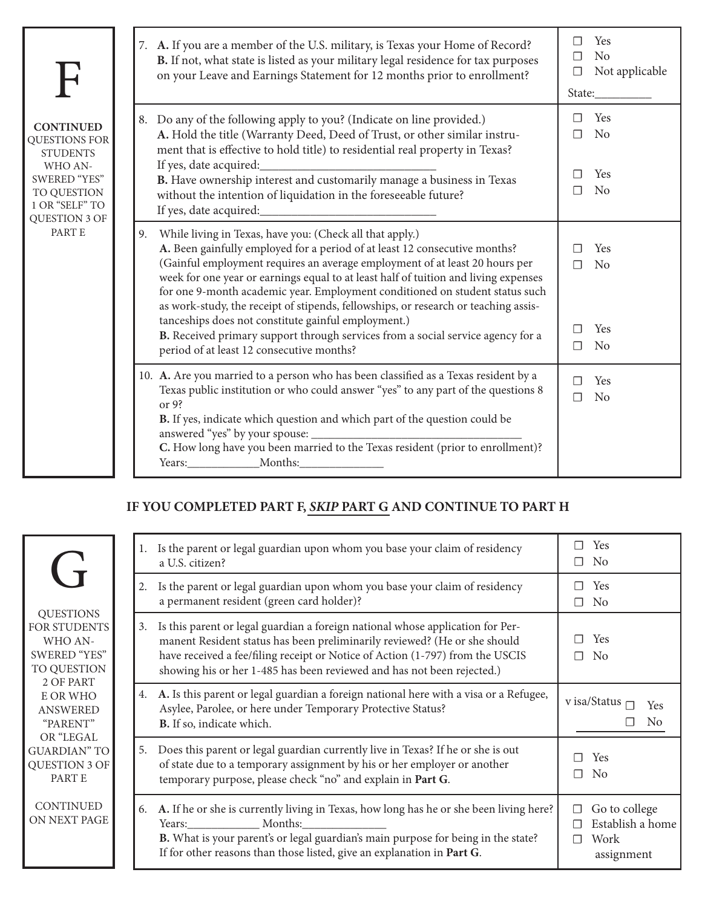## F

**CONTINUED** QUESTIONS FOR STUDENTS WHO ANSWERED "YES" TO QUESTION 1 OR "SELF" TO QUESTION 3 OF PART E

| Question | Response |
| --- | --- |
| 7. **A.** If you are a member of the U.S. military, is Texas your Home of Record? **B.** If not, what state is listed as your military legal residence for tax purposes on your Leave and Earnings Statement for 12 months prior to enrollment? | ☐ Yes ☐ No ☐ Not applicable State:_________ |
| 8. Do any of the following apply to you? (Indicate on line provided.) **A.** Hold the title (Warranty Deed, Deed of Trust, or other similar instrument that is effective to hold title) to residential real property in Texas? If yes, date acquired:_____________________________ **B.** Have ownership interest and customarily manage a business in Texas without the intention of liquidation in the foreseeable future? If yes, date acquired:_____________________________ | A: ☐ Yes ☐ No B: ☐ Yes ☐ No |
| 9. While living in Texas, have you: (Check all that apply.) **A.** Been gainfully employed for a period of at least 12 consecutive months? (Gainful employment requires an average employment of at least 20 hours per week for one year or earnings equal to at least half of tuition and living expenses for one 9-month academic year. Employment conditioned on student status such as work-study, the receipt of stipends, fellowships, or research or teaching assistanceships does not constitute gainful employment.) **B.** Received primary support through services from a social service agency for a period of at least 12 consecutive months? | A: ☐ Yes ☐ No B: ☐ Yes ☐ No |
| 10. **A.** Are you married to a person who has been classified as a Texas resident by a Texas public institution or who could answer "yes" to any part of the questions 8 or 9? **B.** If yes, indicate which question and which part of the question could be answered "yes" by your spouse: ___________________________________ **C.** How long have you been married to the Texas resident (prior to enrollment)? Years:____________Months:______________ | ☐ Yes ☐ No |

**IF YOU COMPLETED PART F, *SKIP* PART G AND CONTINUE TO PART H**

## G

QUESTIONS FOR STUDENTS WHO ANSWERED "YES" TO QUESTION 2 OF PART E OR WHO ANSWERED "PARENT" OR "LEGAL GUARDIAN" TO QUESTION 3 OF PART E

CONTINUED ON NEXT PAGE

| Question | Response |
| --- | --- |
| 1. Is the parent or legal guardian upon whom you base your claim of residency a U.S. citizen? | ☐ Yes ☐ No |
| 2. Is the parent or legal guardian upon whom you base your claim of residency a permanent resident (green card holder)? | ☐ Yes ☐ No |
| 3. Is this parent or legal guardian a foreign national whose application for Permanent Resident status has been preliminarily reviewed? (He or she should have received a fee/filing receipt or Notice of Action (1-797) from the USCIS showing his or her 1-485 has been reviewed and has not been rejected.) | ☐ Yes ☐ No |
| 4. **A.** Is this parent or legal guardian a foreign national here with a visa or a Refugee, Asylee, Parolee, or here under Temporary Protective Status? **B.** If so, indicate which. | ☐ Yes ☐ No v isa/Status __________ |
| 5. Does this parent or legal guardian currently live in Texas? If he or she is out of state due to a temporary assignment by his or her employer or another temporary purpose, please check "no" and explain in **Part G**. | ☐ Yes ☐ No |
| 6. **A.** If he or she is currently living in Texas, how long has he or she been living here? Years:____________ Months:______________ **B.** What is your parent's or legal guardian's main purpose for being in the state? If for other reasons than those listed, give an explanation in **Part G**. | ☐ Go to college ☐ Establish a home ☐ Work assignment |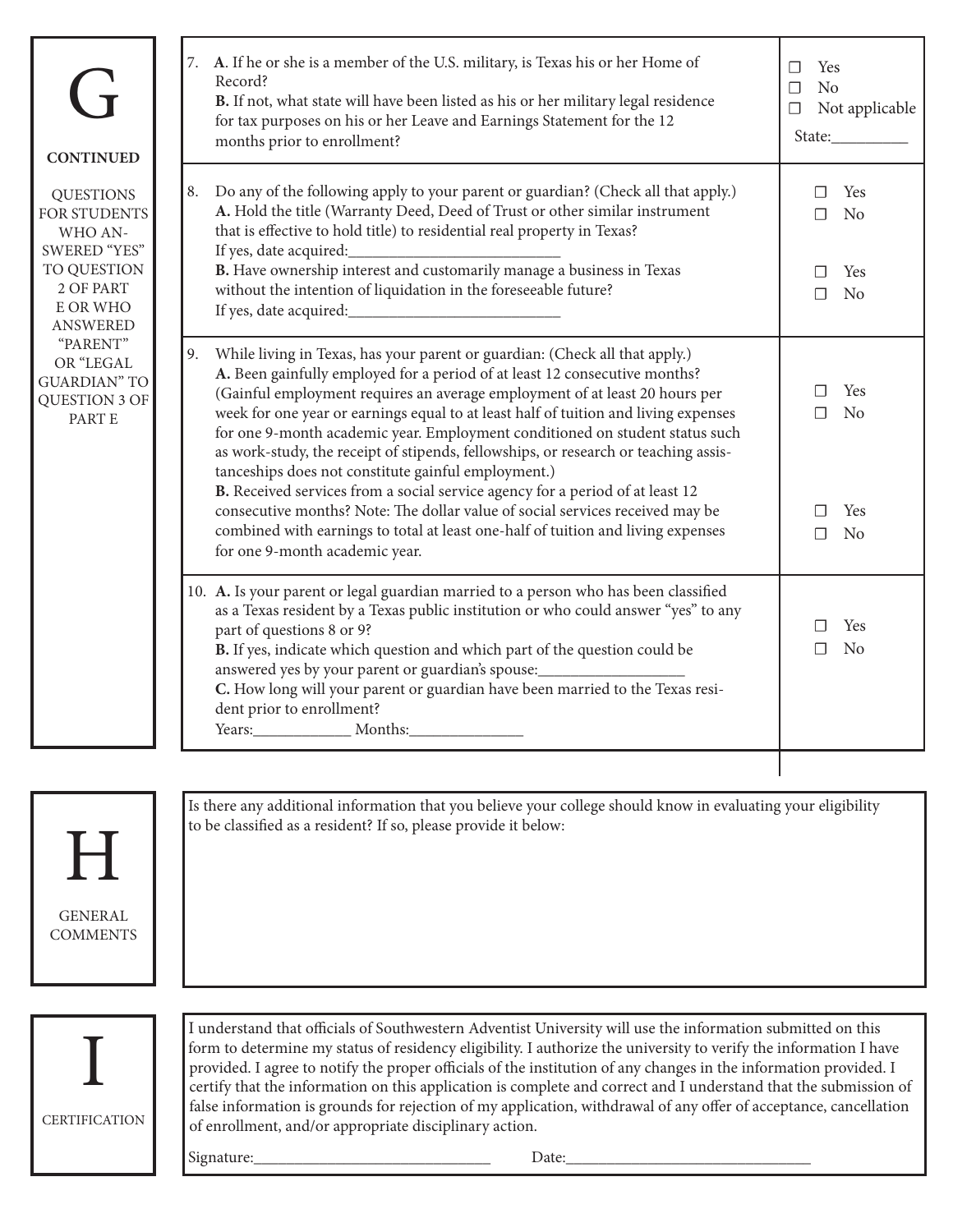## G

**CONTINUED**

QUESTIONS FOR STUDENTS WHO ANSWERED "YES" TO QUESTION 2 OF PART E OR WHO ANSWERED "PARENT" OR "LEGAL GUARDIAN" TO QUESTION 3 OF PART E

7. **A**. If he or she is a member of the U.S. military, is Texas his or her Home of Record?
   **B.** If not, what state will have been listed as his or her military legal residence for tax purposes on his or her Leave and Earnings Statement for the 12 months prior to enrollment?

   ☐ Yes
   ☐ No
   ☐ Not applicable
   State:_________

8. Do any of the following apply to your parent or guardian? (Check all that apply.)
   **A.** Hold the title (Warranty Deed, Deed of Trust or other similar instrument that is effective to hold title) to residential real property in Texas?
   If yes, date acquired:___________________________

   ☐ Yes
   ☐ No

   **B.** Have ownership interest and customarily manage a business in Texas without the intention of liquidation in the foreseeable future?
   If yes, date acquired:___________________________

   ☐ Yes
   ☐ No

9. While living in Texas, has your parent or guardian: (Check all that apply.)
   **A.** Been gainfully employed for a period of at least 12 consecutive months? (Gainful employment requires an average employment of at least 20 hours per week for one year or earnings equal to at least half of tuition and living expenses for one 9-month academic year. Employment conditioned on student status such as work-study, the receipt of stipends, fellowships, or research or teaching assistanceships does not constitute gainful employment.)

   ☐ Yes
   ☐ No

   **B.** Received services from a social service agency for a period of at least 12 consecutive months? Note: The dollar value of social services received may be combined with earnings to total at least one-half of tuition and living expenses for one 9-month academic year.

   ☐ Yes
   ☐ No

10. **A.** Is your parent or legal guardian married to a person who has been classified as a Texas resident by a Texas public institution or who could answer "yes" to any part of questions 8 or 9?

    ☐ Yes
    ☐ No

    **B.** If yes, indicate which question and which part of the question could be answered yes by your parent or guardian's spouse:__________________
    **C.** How long will your parent or guardian have been married to the Texas resident prior to enrollment?
    Years:____________ Months:______________

## H

GENERAL COMMENTS

Is there any additional information that you believe your college should know in evaluating your eligibility to be classified as a resident? If so, please provide it below:

## I

CERTIFICATION

I understand that officials of Southwestern Adventist University will use the information submitted on this form to determine my status of residency eligibility. I authorize the university to verify the information I have provided. I agree to notify the proper officials of the institution of any changes in the information provided. I certify that the information on this application is complete and correct and I understand that the submission of false information is grounds for rejection of my application, withdrawal of any offer of acceptance, cancellation of enrollment, and/or appropriate disciplinary action.

Signature:______________________________ Date:_________________________________